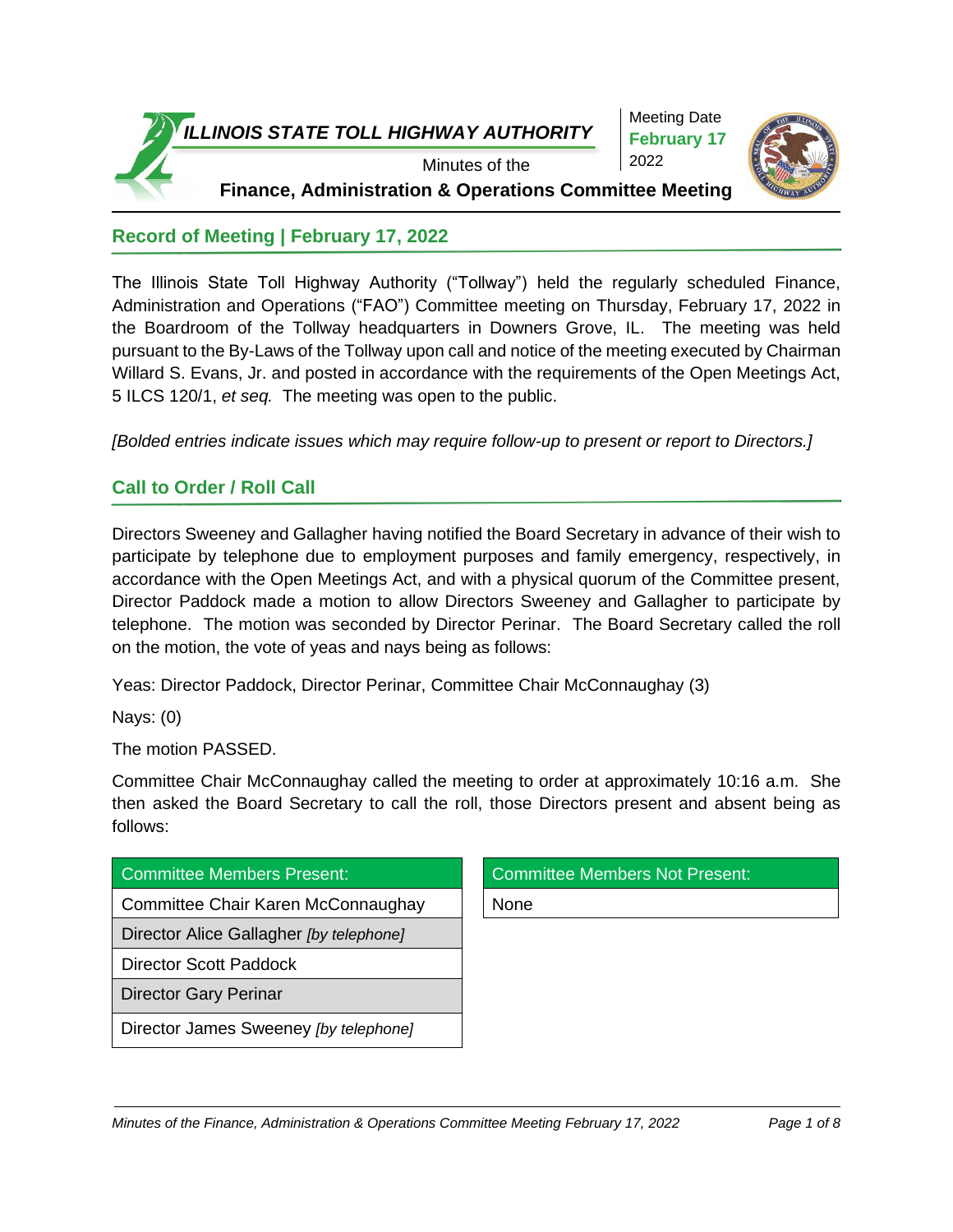# ILLINOIS STATE TOLL HIGHWAY AUTHORITY

Minutes of the

**Finance, Administration & Operations Committee Meeting**

Meeting Date **February 17** 2022

## Record of Meeting | February 17, 2022

The Illinois State Toll Highway Authority ("Tollway") held the regularly scheduled Finance, Administration and Operations ("FAO") Committee meeting on Thursday, February 17, 2022 in the Boardroom of the Tollway headquarters in Downers Grove, IL. The meeting was held pursuant to the By-Laws of the Tollway upon call and notice of the meeting executed by Chairman Willard S. Evans, Jr. and posted in accordance with the requirements of the Open Meetings Act, 5 ILCS 120/1, *et seq.* The meeting was open to the public.

*[Bolded entries indicate issues which may require follow-up to present or report to Directors.]*

## Call to Order / Roll Call

Directors Sweeney and Gallagher having notified the Board Secretary in advance of their wish to participate by telephone due to employment purposes and family emergency, respectively, in accordance with the Open Meetings Act, and with a physical quorum of the Committee present, Director Paddock made a motion to allow Directors Sweeney and Gallagher to participate by telephone. The motion was seconded by Director Perinar. The Board Secretary called the roll on the motion, the vote of yeas and nays being as follows:

Yeas: Director Paddock, Director Perinar, Committee Chair McConnaughay (3)

Nays: (0)

The motion PASSED.

Committee Chair McConnaughay called the meeting to order at approximately 10:16 a.m. She then asked the Board Secretary to call the roll, those Directors present and absent being as follows:

| Committee Members Present: |
|---|
| Committee Chair Karen McConnaughay |
| Director Alice Gallagher *[by telephone]* |
| Director Scott Paddock |
| Director Gary Perinar |
| Director James Sweeney *[by telephone]* |

| Committee Members Not Present: |
|---|
| None |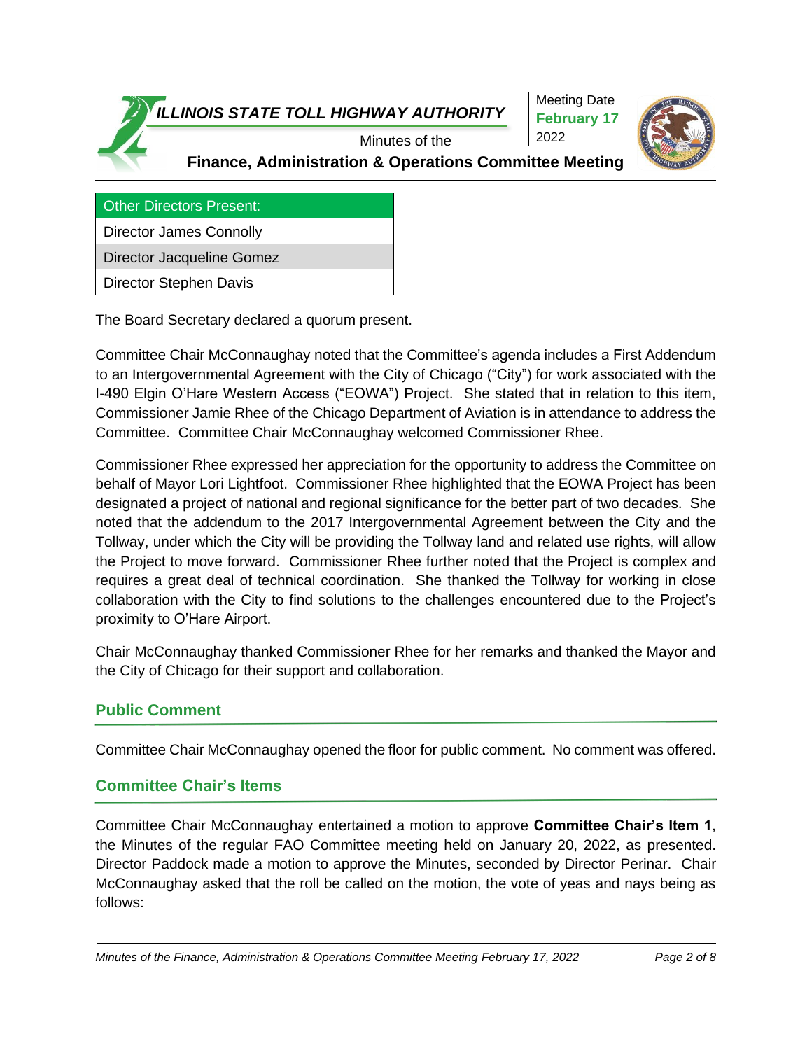| Other Directors Present: |
|---|
| Director James Connolly |
| Director Jacqueline Gomez |
| Director Stephen Davis |

The Board Secretary declared a quorum present.

Committee Chair McConnaughay noted that the Committee's agenda includes a First Addendum to an Intergovernmental Agreement with the City of Chicago ("City") for work associated with the I-490 Elgin O'Hare Western Access ("EOWA") Project. She stated that in relation to this item, Commissioner Jamie Rhee of the Chicago Department of Aviation is in attendance to address the Committee. Committee Chair McConnaughay welcomed Commissioner Rhee.

Commissioner Rhee expressed her appreciation for the opportunity to address the Committee on behalf of Mayor Lori Lightfoot. Commissioner Rhee highlighted that the EOWA Project has been designated a project of national and regional significance for the better part of two decades. She noted that the addendum to the 2017 Intergovernmental Agreement between the City and the Tollway, under which the City will be providing the Tollway land and related use rights, will allow the Project to move forward. Commissioner Rhee further noted that the Project is complex and requires a great deal of technical coordination. She thanked the Tollway for working in close collaboration with the City to find solutions to the challenges encountered due to the Project's proximity to O'Hare Airport.

Chair McConnaughay thanked Commissioner Rhee for her remarks and thanked the Mayor and the City of Chicago for their support and collaboration.

## Public Comment

Committee Chair McConnaughay opened the floor for public comment. No comment was offered.

## Committee Chair's Items

Committee Chair McConnaughay entertained a motion to approve **Committee Chair's Item 1**, the Minutes of the regular FAO Committee meeting held on January 20, 2022, as presented. Director Paddock made a motion to approve the Minutes, seconded by Director Perinar. Chair McConnaughay asked that the roll be called on the motion, the vote of yeas and nays being as follows: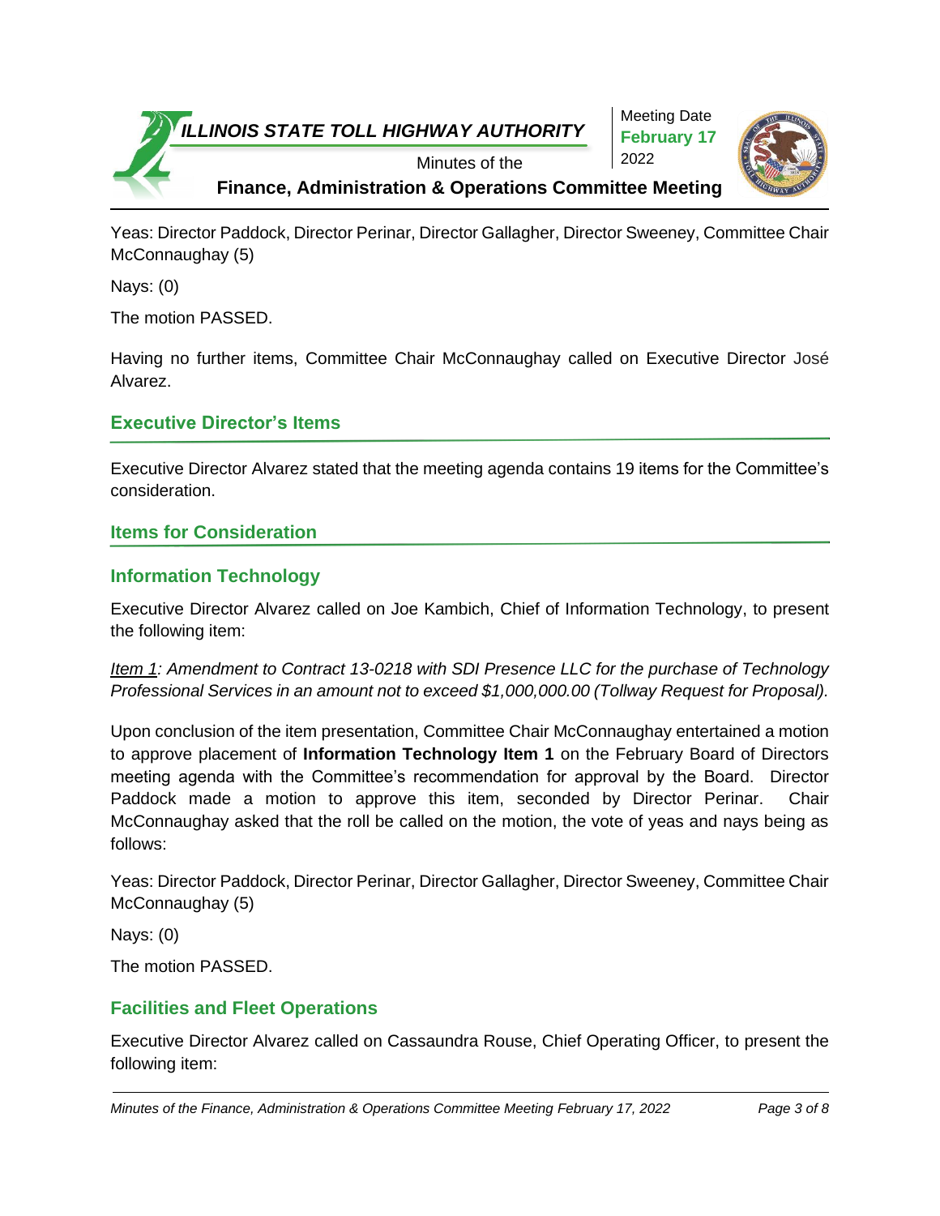Yeas: Director Paddock, Director Perinar, Director Gallagher, Director Sweeney, Committee Chair McConnaughay (5)

Nays: (0)

The motion PASSED.

Having no further items, Committee Chair McConnaughay called on Executive Director José Alvarez.

## Executive Director's Items

Executive Director Alvarez stated that the meeting agenda contains 19 items for the Committee's consideration.

## Items for Consideration

## Information Technology

Executive Director Alvarez called on Joe Kambich, Chief of Information Technology, to present the following item:

*Item 1: Amendment to Contract 13-0218 with SDI Presence LLC for the purchase of Technology Professional Services in an amount not to exceed $1,000,000.00 (Tollway Request for Proposal).*

Upon conclusion of the item presentation, Committee Chair McConnaughay entertained a motion to approve placement of **Information Technology Item 1** on the February Board of Directors meeting agenda with the Committee's recommendation for approval by the Board. Director Paddock made a motion to approve this item, seconded by Director Perinar. Chair McConnaughay asked that the roll be called on the motion, the vote of yeas and nays being as follows:

Yeas: Director Paddock, Director Perinar, Director Gallagher, Director Sweeney, Committee Chair McConnaughay (5)

Nays: (0)

The motion PASSED.

## Facilities and Fleet Operations

Executive Director Alvarez called on Cassaundra Rouse, Chief Operating Officer, to present the following item: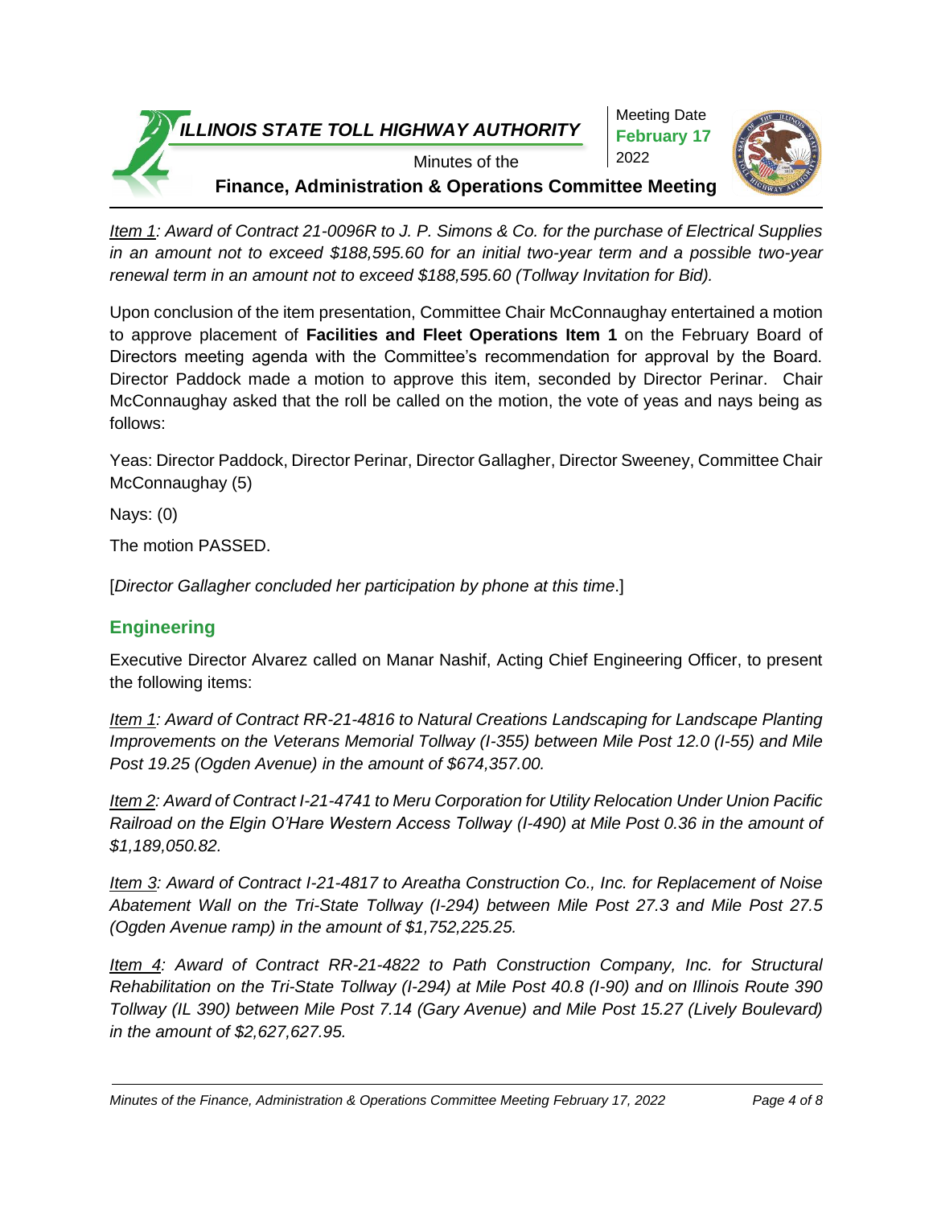*Item 1: Award of Contract 21-0096R to J. P. Simons & Co. for the purchase of Electrical Supplies in an amount not to exceed $188,595.60 for an initial two-year term and a possible two-year renewal term in an amount not to exceed $188,595.60 (Tollway Invitation for Bid).*

Upon conclusion of the item presentation, Committee Chair McConnaughay entertained a motion to approve placement of **Facilities and Fleet Operations Item 1** on the February Board of Directors meeting agenda with the Committee's recommendation for approval by the Board. Director Paddock made a motion to approve this item, seconded by Director Perinar. Chair McConnaughay asked that the roll be called on the motion, the vote of yeas and nays being as follows:

Yeas: Director Paddock, Director Perinar, Director Gallagher, Director Sweeney, Committee Chair McConnaughay (5)

Nays: (0)

The motion PASSED.

[*Director Gallagher concluded her participation by phone at this time*.]

## Engineering

Executive Director Alvarez called on Manar Nashif, Acting Chief Engineering Officer, to present the following items:

*Item 1: Award of Contract RR-21-4816 to Natural Creations Landscaping for Landscape Planting Improvements on the Veterans Memorial Tollway (I-355) between Mile Post 12.0 (I-55) and Mile Post 19.25 (Ogden Avenue) in the amount of $674,357.00.*

*Item 2: Award of Contract I-21-4741 to Meru Corporation for Utility Relocation Under Union Pacific Railroad on the Elgin O'Hare Western Access Tollway (I-490) at Mile Post 0.36 in the amount of $1,189,050.82.*

*Item 3: Award of Contract I-21-4817 to Areatha Construction Co., Inc. for Replacement of Noise Abatement Wall on the Tri-State Tollway (I-294) between Mile Post 27.3 and Mile Post 27.5 (Ogden Avenue ramp) in the amount of $1,752,225.25.*

*Item 4: Award of Contract RR-21-4822 to Path Construction Company, Inc. for Structural Rehabilitation on the Tri-State Tollway (I-294) at Mile Post 40.8 (I-90) and on Illinois Route 390 Tollway (IL 390) between Mile Post 7.14 (Gary Avenue) and Mile Post 15.27 (Lively Boulevard) in the amount of $2,627,627.95.*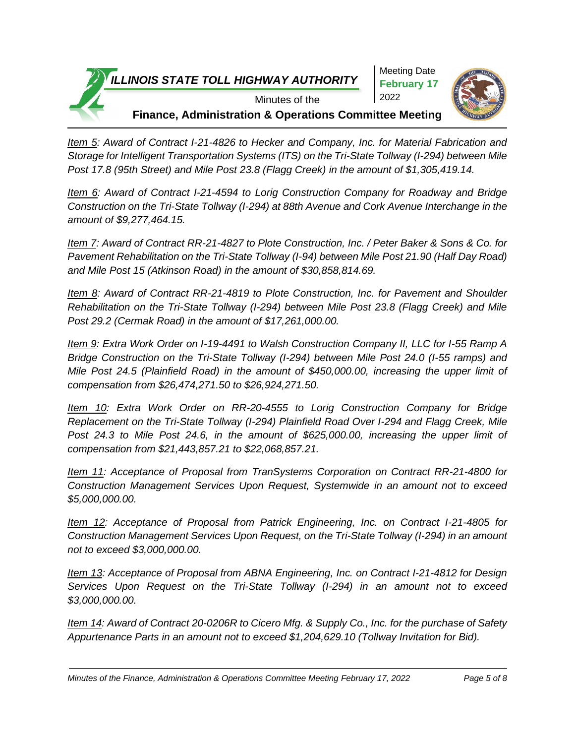*<u>Item 5</u>: Award of Contract I-21-4826 to Hecker and Company, Inc. for Material Fabrication and Storage for Intelligent Transportation Systems (ITS) on the Tri-State Tollway (I-294) between Mile Post 17.8 (95th Street) and Mile Post 23.8 (Flagg Creek) in the amount of $1,305,419.14.*

*<u>Item 6</u>: Award of Contract I-21-4594 to Lorig Construction Company for Roadway and Bridge Construction on the Tri-State Tollway (I-294) at 88th Avenue and Cork Avenue Interchange in the amount of $9,277,464.15.*

*<u>Item 7</u>: Award of Contract RR-21-4827 to Plote Construction, Inc. / Peter Baker & Sons & Co. for Pavement Rehabilitation on the Tri-State Tollway (I-94) between Mile Post 21.90 (Half Day Road) and Mile Post 15 (Atkinson Road) in the amount of $30,858,814.69.*

*<u>Item 8</u>: Award of Contract RR-21-4819 to Plote Construction, Inc. for Pavement and Shoulder Rehabilitation on the Tri-State Tollway (I-294) between Mile Post 23.8 (Flagg Creek) and Mile Post 29.2 (Cermak Road) in the amount of $17,261,000.00.*

*<u>Item 9</u>: Extra Work Order on I-19-4491 to Walsh Construction Company II, LLC for I-55 Ramp A Bridge Construction on the Tri-State Tollway (I-294) between Mile Post 24.0 (I-55 ramps) and Mile Post 24.5 (Plainfield Road) in the amount of $450,000.00, increasing the upper limit of compensation from $26,474,271.50 to $26,924,271.50.*

*<u>Item 10</u>: Extra Work Order on RR-20-4555 to Lorig Construction Company for Bridge Replacement on the Tri-State Tollway (I-294) Plainfield Road Over I-294 and Flagg Creek, Mile Post 24.3 to Mile Post 24.6, in the amount of $625,000.00, increasing the upper limit of compensation from $21,443,857.21 to $22,068,857.21.*

*<u>Item 11</u>: Acceptance of Proposal from TranSystems Corporation on Contract RR-21-4800 for Construction Management Services Upon Request, Systemwide in an amount not to exceed $5,000,000.00.*

*<u>Item 12</u>: Acceptance of Proposal from Patrick Engineering, Inc. on Contract I-21-4805 for Construction Management Services Upon Request, on the Tri-State Tollway (I-294) in an amount not to exceed $3,000,000.00.*

*<u>Item 13</u>: Acceptance of Proposal from ABNA Engineering, Inc. on Contract I-21-4812 for Design Services Upon Request on the Tri-State Tollway (I-294) in an amount not to exceed $3,000,000.00.*

*<u>Item 14</u>: Award of Contract 20-0206R to Cicero Mfg. & Supply Co., Inc. for the purchase of Safety Appurtenance Parts in an amount not to exceed $1,204,629.10 (Tollway Invitation for Bid).*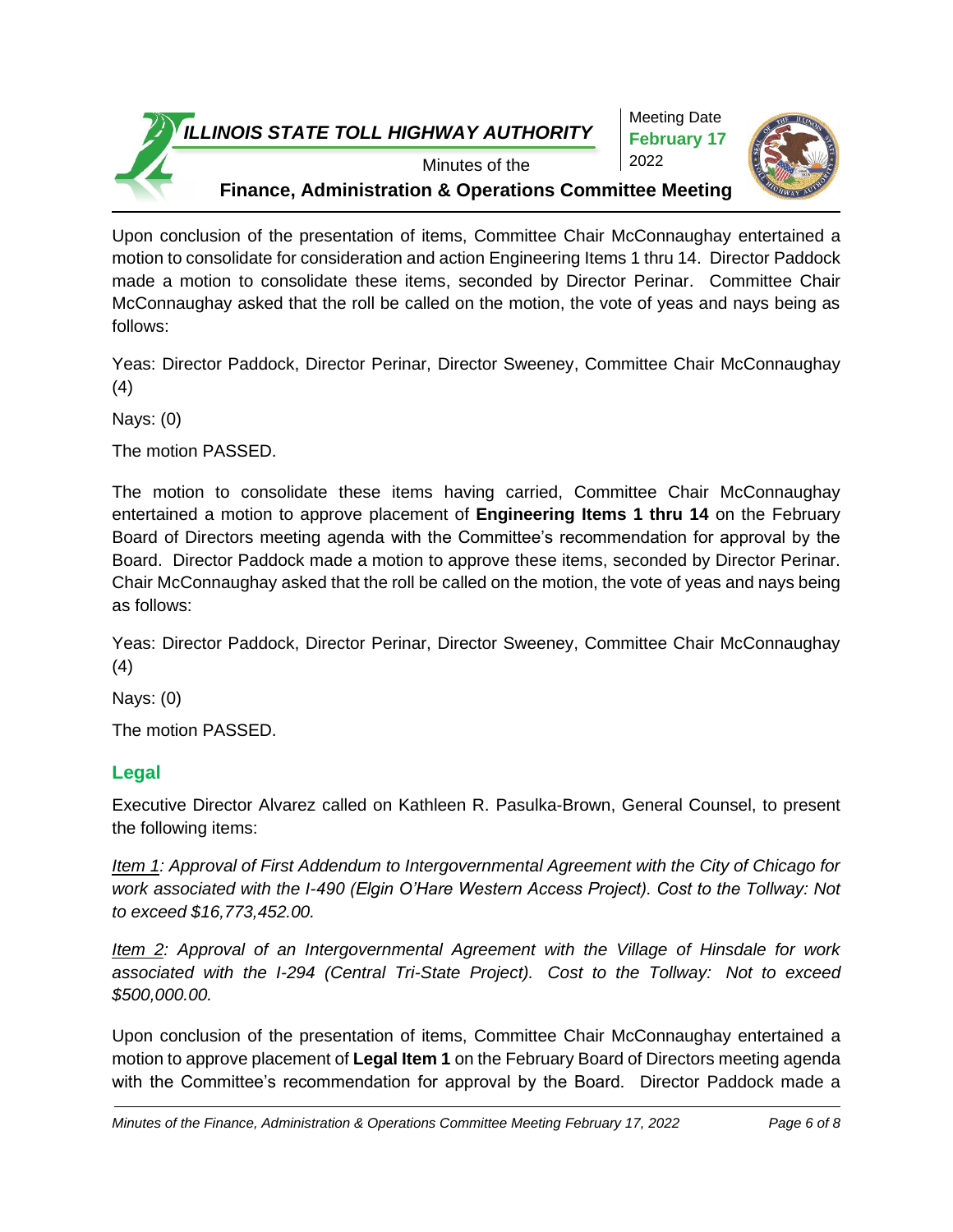Upon conclusion of the presentation of items, Committee Chair McConnaughay entertained a motion to consolidate for consideration and action Engineering Items 1 thru 14. Director Paddock made a motion to consolidate these items, seconded by Director Perinar. Committee Chair McConnaughay asked that the roll be called on the motion, the vote of yeas and nays being as follows:

Yeas: Director Paddock, Director Perinar, Director Sweeney, Committee Chair McConnaughay (4)

Nays: (0)

The motion PASSED.

The motion to consolidate these items having carried, Committee Chair McConnaughay entertained a motion to approve placement of **Engineering Items 1 thru 14** on the February Board of Directors meeting agenda with the Committee's recommendation for approval by the Board. Director Paddock made a motion to approve these items, seconded by Director Perinar. Chair McConnaughay asked that the roll be called on the motion, the vote of yeas and nays being as follows:

Yeas: Director Paddock, Director Perinar, Director Sweeney, Committee Chair McConnaughay (4)

Nays: (0)

The motion PASSED.

## Legal

Executive Director Alvarez called on Kathleen R. Pasulka-Brown, General Counsel, to present the following items:

*<u>Item 1</u>: Approval of First Addendum to Intergovernmental Agreement with the City of Chicago for work associated with the I-490 (Elgin O'Hare Western Access Project). Cost to the Tollway: Not to exceed $16,773,452.00.*

*<u>Item 2</u>: Approval of an Intergovernmental Agreement with the Village of Hinsdale for work associated with the I-294 (Central Tri-State Project). Cost to the Tollway: Not to exceed $500,000.00.*

Upon conclusion of the presentation of items, Committee Chair McConnaughay entertained a motion to approve placement of **Legal Item 1** on the February Board of Directors meeting agenda with the Committee's recommendation for approval by the Board. Director Paddock made a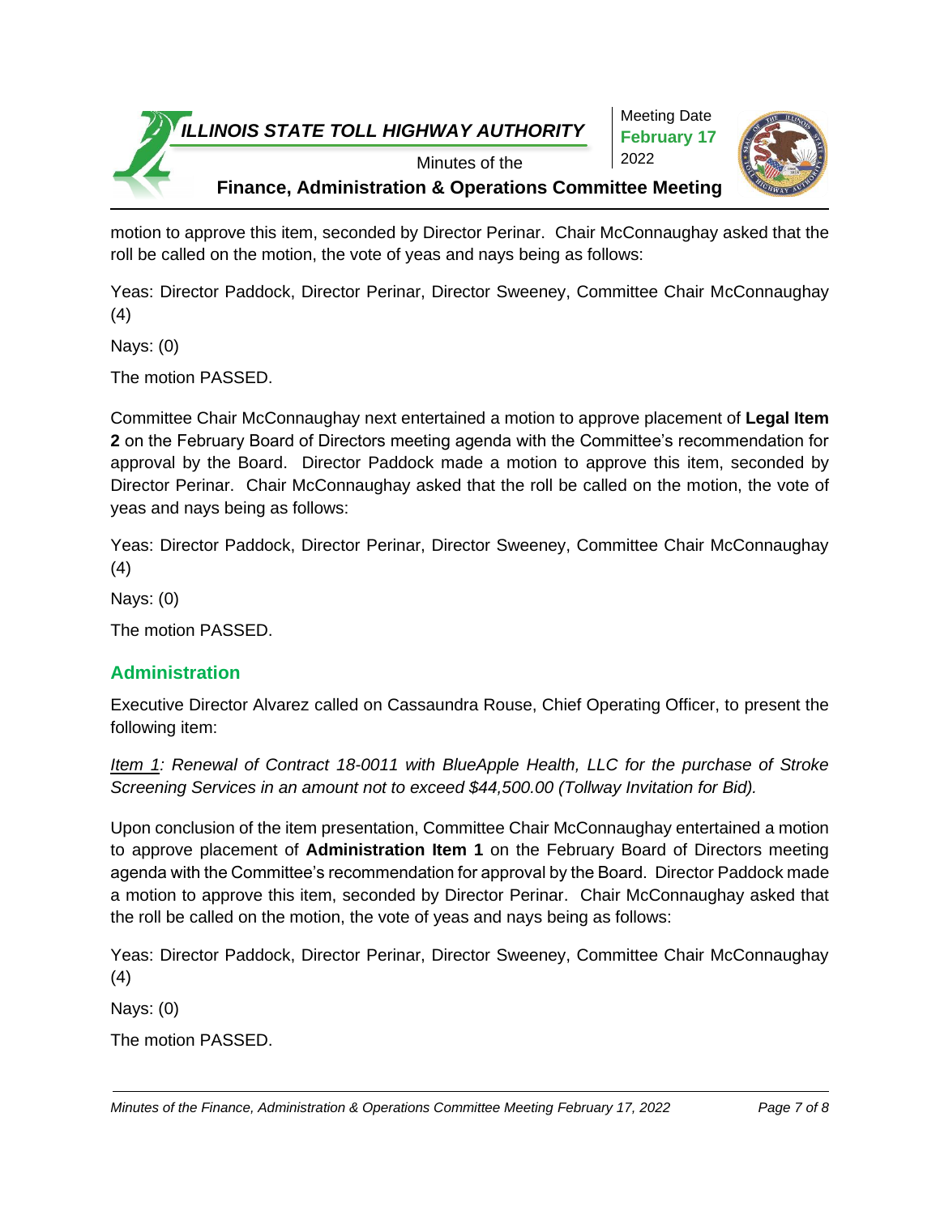motion to approve this item, seconded by Director Perinar. Chair McConnaughay asked that the roll be called on the motion, the vote of yeas and nays being as follows:

Yeas: Director Paddock, Director Perinar, Director Sweeney, Committee Chair McConnaughay (4)

Nays: (0)

The motion PASSED.

Committee Chair McConnaughay next entertained a motion to approve placement of **Legal Item 2** on the February Board of Directors meeting agenda with the Committee's recommendation for approval by the Board. Director Paddock made a motion to approve this item, seconded by Director Perinar. Chair McConnaughay asked that the roll be called on the motion, the vote of yeas and nays being as follows:

Yeas: Director Paddock, Director Perinar, Director Sweeney, Committee Chair McConnaughay (4)

Nays: (0)

The motion PASSED.

## Administration

Executive Director Alvarez called on Cassaundra Rouse, Chief Operating Officer, to present the following item:

*Item 1: Renewal of Contract 18-0011 with BlueApple Health, LLC for the purchase of Stroke Screening Services in an amount not to exceed $44,500.00 (Tollway Invitation for Bid).*

Upon conclusion of the item presentation, Committee Chair McConnaughay entertained a motion to approve placement of **Administration Item 1** on the February Board of Directors meeting agenda with the Committee's recommendation for approval by the Board. Director Paddock made a motion to approve this item, seconded by Director Perinar. Chair McConnaughay asked that the roll be called on the motion, the vote of yeas and nays being as follows:

Yeas: Director Paddock, Director Perinar, Director Sweeney, Committee Chair McConnaughay (4)

Nays: (0)

The motion PASSED.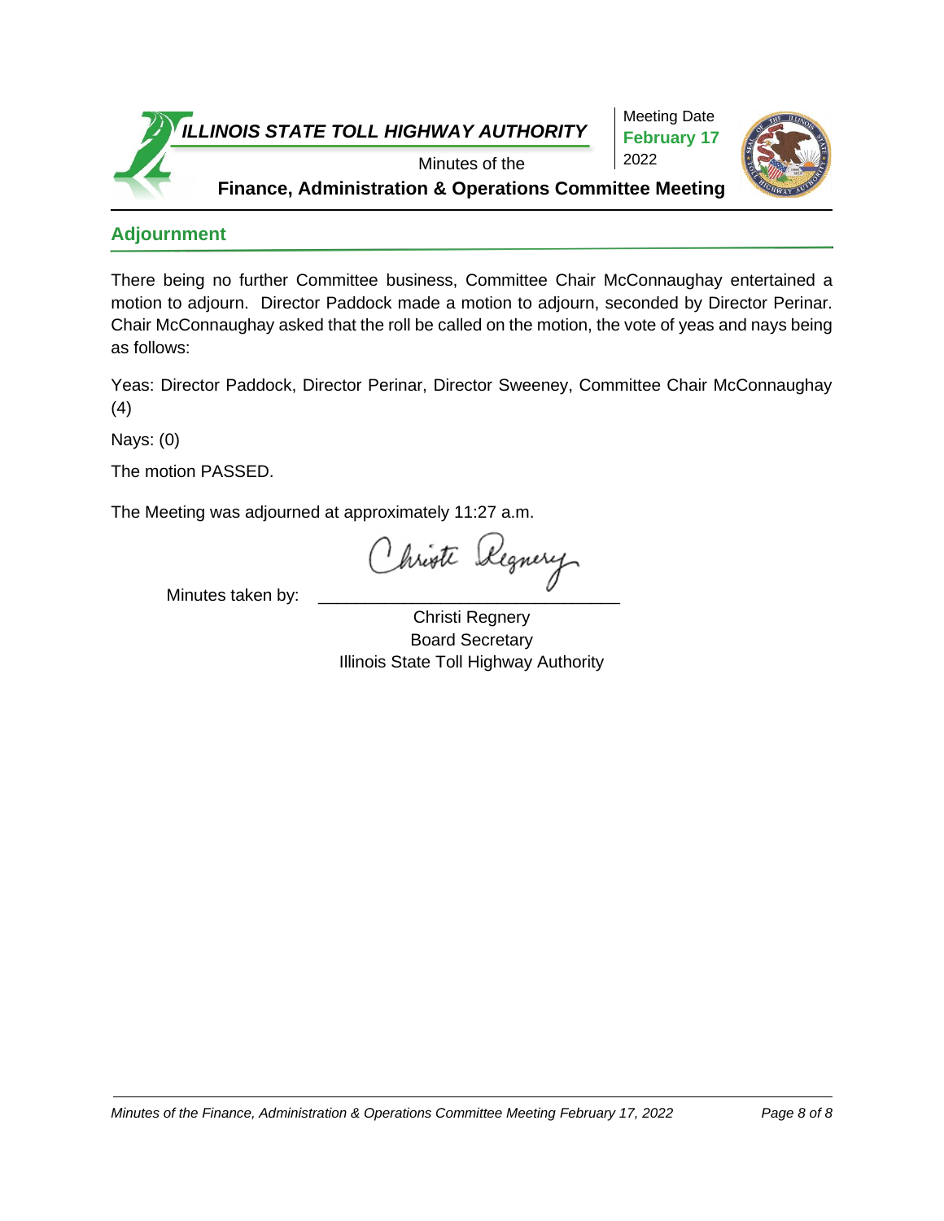## Adjournment

There being no further Committee business, Committee Chair McConnaughay entertained a motion to adjourn. Director Paddock made a motion to adjourn, seconded by Director Perinar. Chair McConnaughay asked that the roll be called on the motion, the vote of yeas and nays being as follows:

Yeas: Director Paddock, Director Perinar, Director Sweeney, Committee Chair McConnaughay (4)

Nays: (0)

The motion PASSED.

The Meeting was adjourned at approximately 11:27 a.m.

Minutes taken by: ______________________________

Christi Regnery
Board Secretary
Illinois State Toll Highway Authority